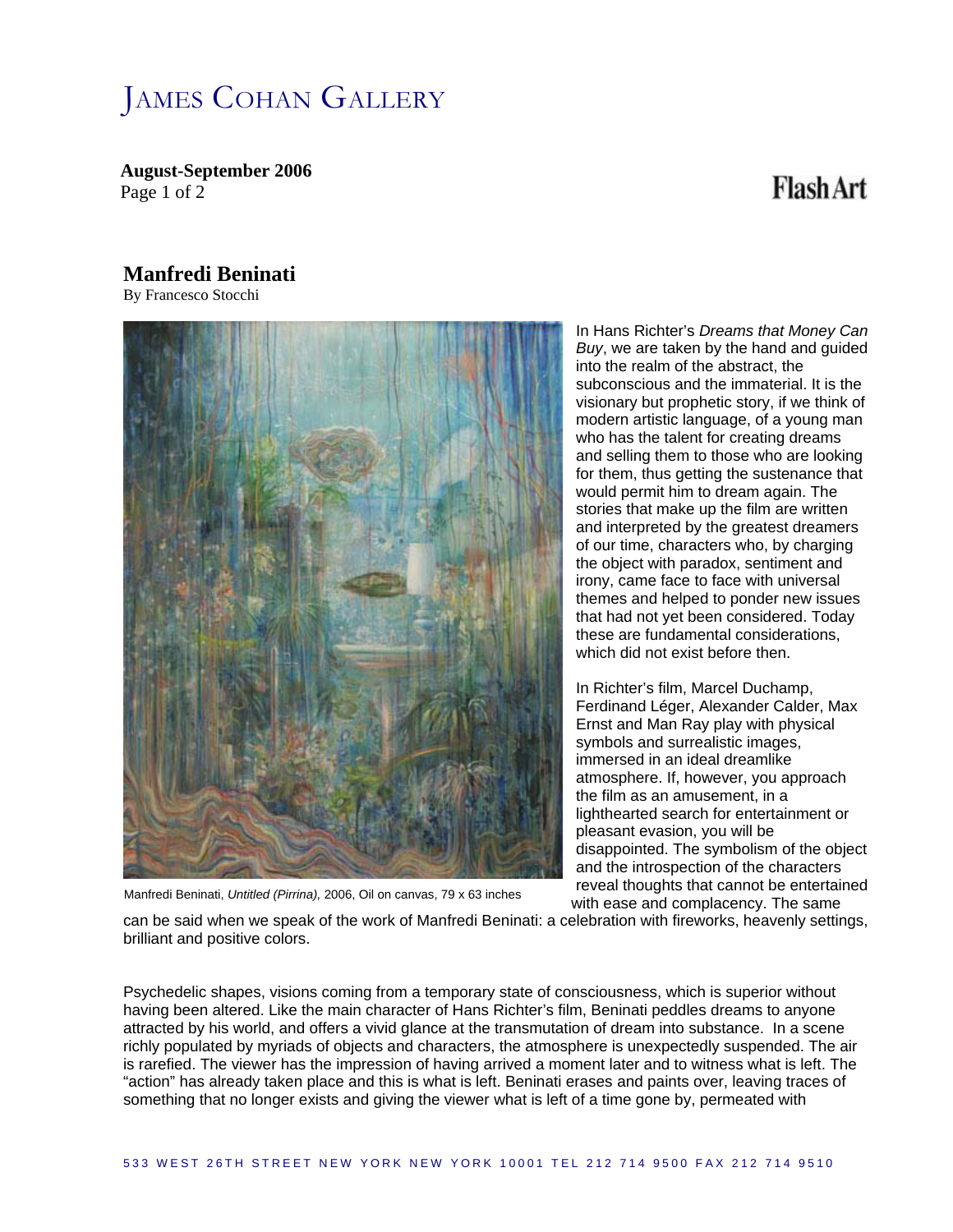# JAMES COHAN GALLERY

**August-September 2006**

Flash Art

## Manfredi Beninati

By Francesco Stocchi

Manfredi Beninati, *Untitled (Pirrina),* 2006, Oil on canvas, 79 x 63 inches

In Hans Richter's *Dreams that Money Can Buy*, we are taken by the hand and guided into the realm of the abstract, the subconscious and the immaterial. It is the visionary but prophetic story, if we think of modern artistic language, of a young man who has the talent for creating dreams and selling them to those who are looking for them, thus getting the sustenance that would permit him to dream again. The stories that make up the film are written and interpreted by the greatest dreamers of our time, characters who, by charging the object with paradox, sentiment and irony, came face to face with universal themes and helped to ponder new issues that had not yet been considered. Today these are fundamental considerations, which did not exist before then.

In Richter's film, Marcel Duchamp, Ferdinand Léger, Alexander Calder, Max Ernst and Man Ray play with physical symbols and surrealistic images, immersed in an ideal dreamlike atmosphere. If, however, you approach the film as an amusement, in a lighthearted search for entertainment or pleasant evasion, you will be disappointed. The symbolism of the object and the introspection of the characters reveal thoughts that cannot be entertained with ease and complacency. The same can be said when we speak of the work of Manfredi Beninati: a celebration with fireworks, heavenly settings, brilliant and positive colors.

Psychedelic shapes, visions coming from a temporary state of consciousness, which is superior without having been altered. Like the main character of Hans Richter's film, Beninati peddles dreams to anyone attracted by his world, and offers a vivid glance at the transmutation of dream into substance. In a scene richly populated by myriads of objects and characters, the atmosphere is unexpectedly suspended. The air is rarefied. The viewer has the impression of having arrived a moment later and to witness what is left. The "action" has already taken place and this is what is left. Beninati erases and paints over, leaving traces of something that no longer exists and giving the viewer what is left of a time gone by, permeated with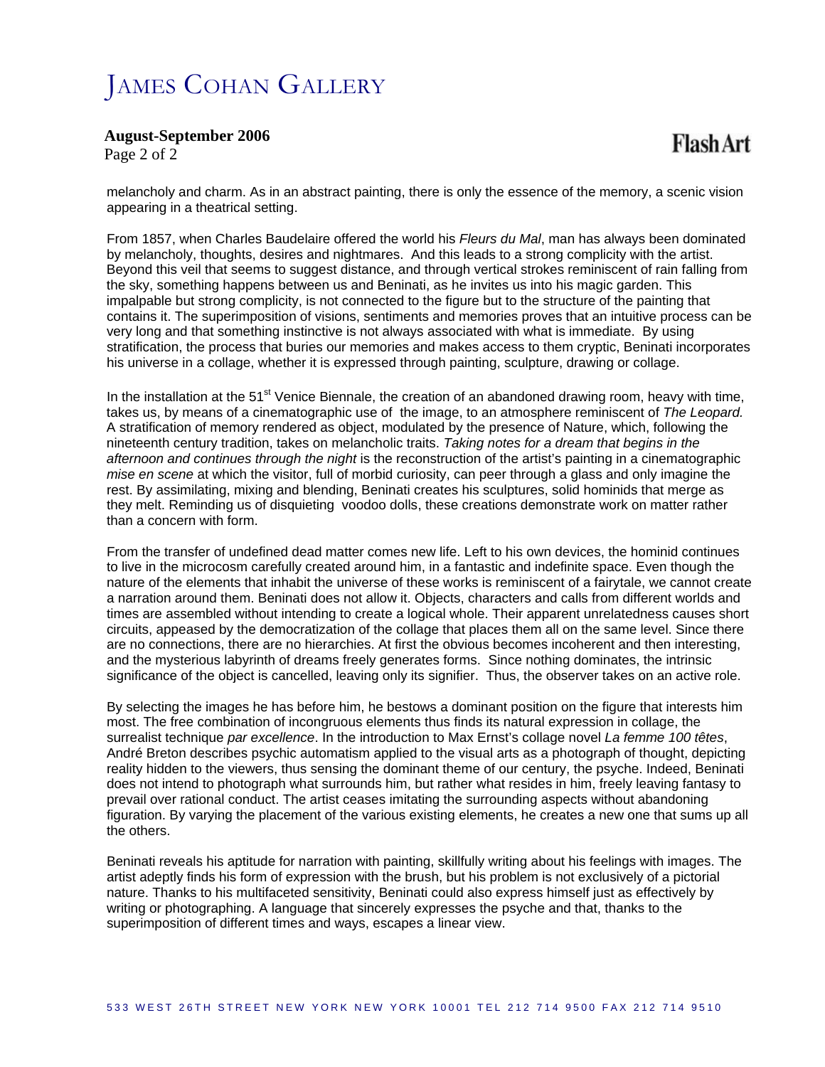melancholy and charm. As in an abstract painting, there is only the essence of the memory, a scenic vision appearing in a theatrical setting.

From 1857, when Charles Baudelaire offered the world his *Fleurs du Mal*, man has always been dominated by melancholy, thoughts, desires and nightmares. And this leads to a strong complicity with the artist. Beyond this veil that seems to suggest distance, and through vertical strokes reminiscent of rain falling from the sky, something happens between us and Beninati, as he invites us into his magic garden. This impalpable but strong complicity, is not connected to the figure but to the structure of the painting that contains it. The superimposition of visions, sentiments and memories proves that an intuitive process can be very long and that something instinctive is not always associated with what is immediate. By using stratification, the process that buries our memories and makes access to them cryptic, Beninati incorporates his universe in a collage, whether it is expressed through painting, sculpture, drawing or collage.

In the installation at the 51st Venice Biennale, the creation of an abandoned drawing room, heavy with time, takes us, by means of a cinematographic use of the image, to an atmosphere reminiscent of *The Leopard.* A stratification of memory rendered as object, modulated by the presence of Nature, which, following the nineteenth century tradition, takes on melancholic traits. *Taking notes for a dream that begins in the afternoon and continues through the night* is the reconstruction of the artist's painting in a cinematographic *mise en scene* at which the visitor, full of morbid curiosity, can peer through a glass and only imagine the rest. By assimilating, mixing and blending, Beninati creates his sculptures, solid hominids that merge as they melt. Reminding us of disquieting voodoo dolls, these creations demonstrate work on matter rather than a concern with form.

From the transfer of undefined dead matter comes new life. Left to his own devices, the hominid continues to live in the microcosm carefully created around him, in a fantastic and indefinite space. Even though the nature of the elements that inhabit the universe of these works is reminiscent of a fairytale, we cannot create a narration around them. Beninati does not allow it. Objects, characters and calls from different worlds and times are assembled without intending to create a logical whole. Their apparent unrelatedness causes short circuits, appeased by the democratization of the collage that places them all on the same level. Since there are no connections, there are no hierarchies. At first the obvious becomes incoherent and then interesting, and the mysterious labyrinth of dreams freely generates forms. Since nothing dominates, the intrinsic significance of the object is cancelled, leaving only its signifier. Thus, the observer takes on an active role.

By selecting the images he has before him, he bestows a dominant position on the figure that interests him most. The free combination of incongruous elements thus finds its natural expression in collage, the surrealist technique *par excellence*. In the introduction to Max Ernst's collage novel *La femme 100 têtes*, André Breton describes psychic automatism applied to the visual arts as a photograph of thought, depicting reality hidden to the viewers, thus sensing the dominant theme of our century, the psyche. Indeed, Beninati does not intend to photograph what surrounds him, but rather what resides in him, freely leaving fantasy to prevail over rational conduct. The artist ceases imitating the surrounding aspects without abandoning figuration. By varying the placement of the various existing elements, he creates a new one that sums up all the others.

Beninati reveals his aptitude for narration with painting, skillfully writing about his feelings with images. The artist adeptly finds his form of expression with the brush, but his problem is not exclusively of a pictorial nature. Thanks to his multifaceted sensitivity, Beninati could also express himself just as effectively by writing or photographing. A language that sincerely expresses the psyche and that, thanks to the superimposition of different times and ways, escapes a linear view.